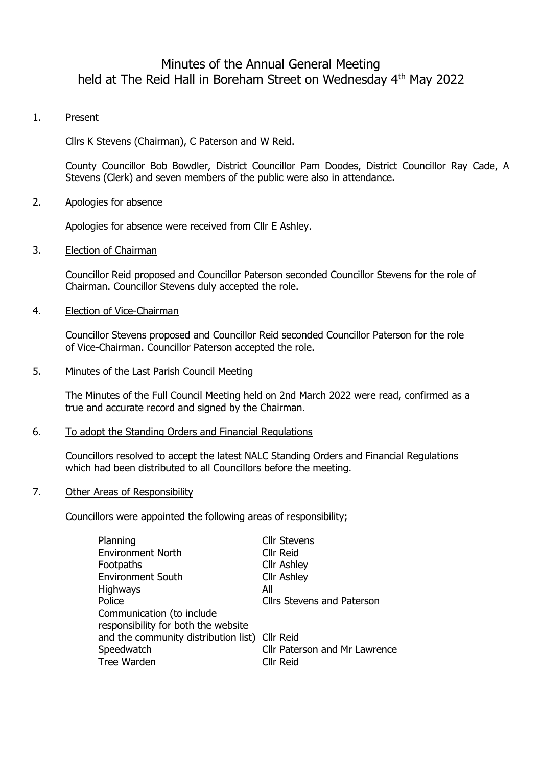# Minutes of the Annual General Meeting held at The Reid Hall in Boreham Street on Wednesday 4th May 2022

1. Present

   Cllrs K Stevens (Chairman), C Paterson and W Reid.

   County Councillor Bob Bowdler, District Councillor Pam Doodes, District Councillor Ray Cade, A Stevens (Clerk) and seven members of the public were also in attendance.

2. Apologies for absence

   Apologies for absence were received from Cllr E Ashley.

3. Election of Chairman

   Councillor Reid proposed and Councillor Paterson seconded Councillor Stevens for the role of Chairman. Councillor Stevens duly accepted the role.

4. Election of Vice-Chairman

   Councillor Stevens proposed and Councillor Reid seconded Councillor Paterson for the role of Vice-Chairman. Councillor Paterson accepted the role.

5. Minutes of the Last Parish Council Meeting

   The Minutes of the Full Council Meeting held on 2nd March 2022 were read, confirmed as a true and accurate record and signed by the Chairman.

6. To adopt the Standing Orders and Financial Regulations

   Councillors resolved to accept the latest NALC Standing Orders and Financial Regulations which had been distributed to all Councillors before the meeting.

7. Other Areas of Responsibility

   Councillors were appointed the following areas of responsibility;

| | |
|---|---|
| Planning | Cllr Stevens |
| Environment North | Cllr Reid |
| Footpaths | Cllr Ashley |
| Environment South | Cllr Ashley |
| Highways | All |
| Police | Cllrs Stevens and Paterson |
| Communication (to include responsibility for both the website and the community distribution list) | Cllr Reid |
| Speedwatch | Cllr Paterson and Mr Lawrence |
| Tree Warden | Cllr Reid |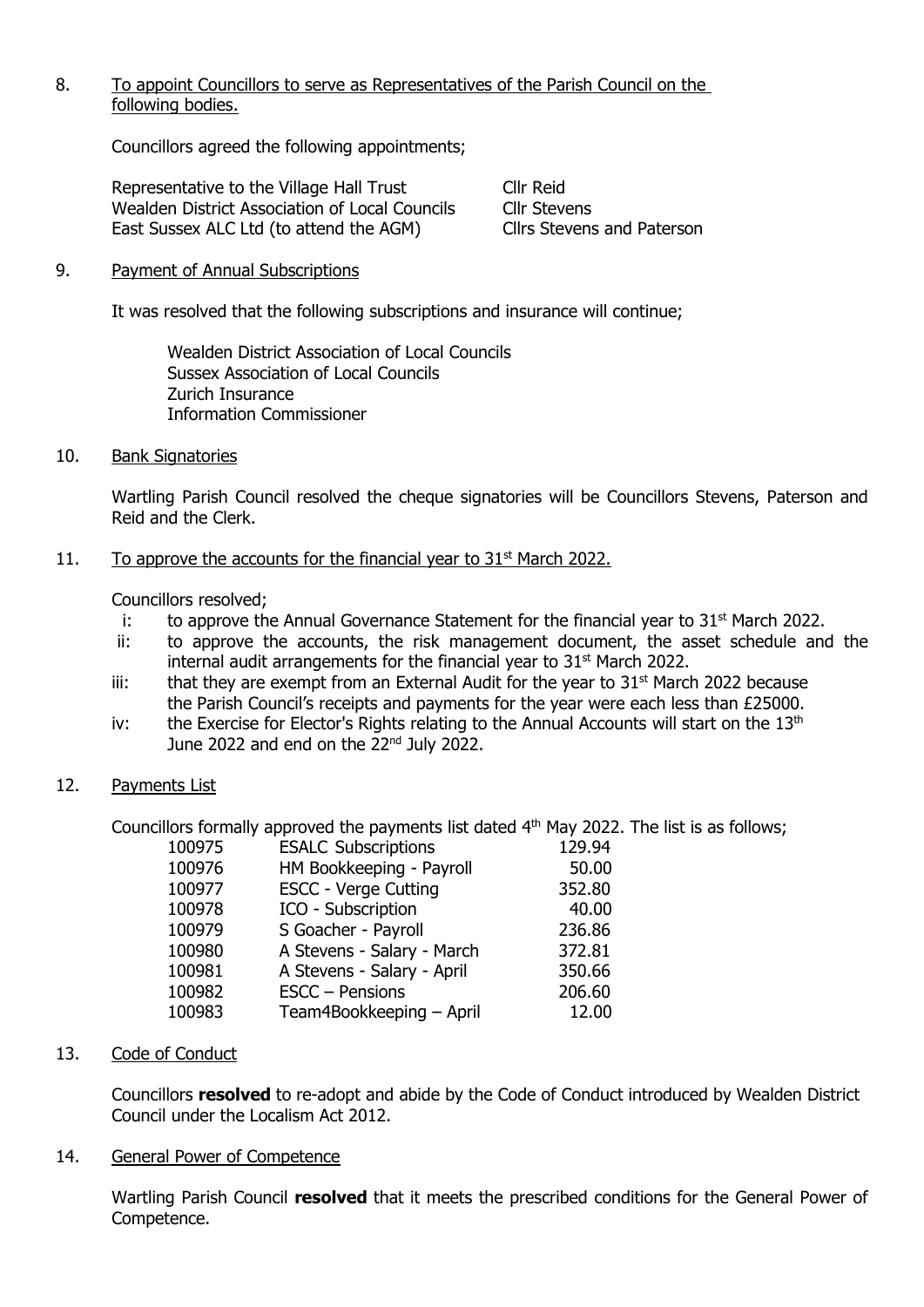8. To appoint Councillors to serve as Representatives of the Parish Council on the following bodies.

Councillors agreed the following appointments;

| | |
|---|---|
| Representative to the Village Hall Trust | Cllr Reid |
| Wealden District Association of Local Councils | Cllr Stevens |
| East Sussex ALC Ltd (to attend the AGM) | Cllrs Stevens and Paterson |

9. Payment of Annual Subscriptions

It was resolved that the following subscriptions and insurance will continue;

Wealden District Association of Local Councils
Sussex Association of Local Councils
Zurich Insurance
Information Commissioner

10. Bank Signatories

Wartling Parish Council resolved the cheque signatories will be Councillors Stevens, Paterson and Reid and the Clerk.

11. To approve the accounts for the financial year to 31st March 2022.

Councillors resolved;

i: to approve the Annual Governance Statement for the financial year to 31st March 2022.

ii: to approve the accounts, the risk management document, the asset schedule and the internal audit arrangements for the financial year to 31st March 2022.

iii: that they are exempt from an External Audit for the year to 31st March 2022 because the Parish Council's receipts and payments for the year were each less than £25000.

iv: the Exercise for Elector's Rights relating to the Annual Accounts will start on the 13th June 2022 and end on the 22nd July 2022.

12. Payments List

Councillors formally approved the payments list dated 4th May 2022. The list is as follows;

| | | |
|---|---|---:|
| 100975 | ESALC Subscriptions | 129.94 |
| 100976 | HM Bookkeeping - Payroll | 50.00 |
| 100977 | ESCC - Verge Cutting | 352.80 |
| 100978 | ICO - Subscription | 40.00 |
| 100979 | S Goacher - Payroll | 236.86 |
| 100980 | A Stevens - Salary - March | 372.81 |
| 100981 | A Stevens - Salary - April | 350.66 |
| 100982 | ESCC – Pensions | 206.60 |
| 100983 | Team4Bookkeeping – April | 12.00 |

13. Code of Conduct

Councillors **resolved** to re-adopt and abide by the Code of Conduct introduced by Wealden District Council under the Localism Act 2012.

14. General Power of Competence

Wartling Parish Council **resolved** that it meets the prescribed conditions for the General Power of Competence.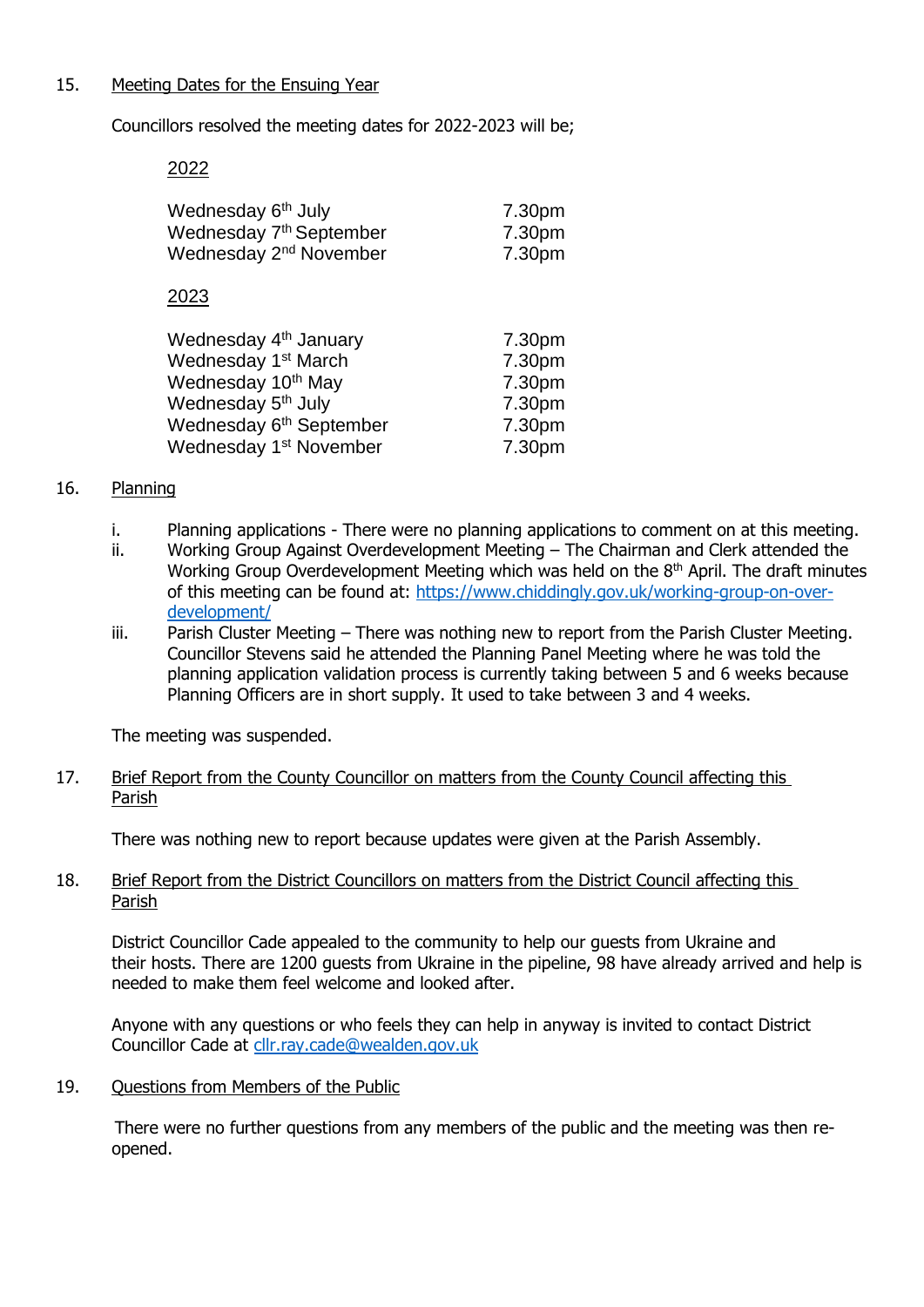15. Meeting Dates for the Ensuing Year

Councillors resolved the meeting dates for 2022-2023 will be;

2022

| | |
|---|---|
| Wednesday 6th July | 7.30pm |
| Wednesday 7th September | 7.30pm |
| Wednesday 2nd November | 7.30pm |

2023

| | |
|---|---|
| Wednesday 4th January | 7.30pm |
| Wednesday 1st March | 7.30pm |
| Wednesday 10th May | 7.30pm |
| Wednesday 5th July | 7.30pm |
| Wednesday 6th September | 7.30pm |
| Wednesday 1st November | 7.30pm |

16. Planning

i. Planning applications - There were no planning applications to comment on at this meeting.

ii. Working Group Against Overdevelopment Meeting – The Chairman and Clerk attended the Working Group Overdevelopment Meeting which was held on the 8th April. The draft minutes of this meeting can be found at: https://www.chiddingly.gov.uk/working-group-on-over-development/

iii. Parish Cluster Meeting – There was nothing new to report from the Parish Cluster Meeting. Councillor Stevens said he attended the Planning Panel Meeting where he was told the planning application validation process is currently taking between 5 and 6 weeks because Planning Officers are in short supply. It used to take between 3 and 4 weeks.

The meeting was suspended.

17. Brief Report from the County Councillor on matters from the County Council affecting this Parish

There was nothing new to report because updates were given at the Parish Assembly.

18. Brief Report from the District Councillors on matters from the District Council affecting this Parish

District Councillor Cade appealed to the community to help our guests from Ukraine and their hosts. There are 1200 guests from Ukraine in the pipeline, 98 have already arrived and help is needed to make them feel welcome and looked after.

Anyone with any questions or who feels they can help in anyway is invited to contact District Councillor Cade at cllr.ray.cade@wealden.gov.uk

19. Questions from Members of the Public

There were no further questions from any members of the public and the meeting was then re-opened.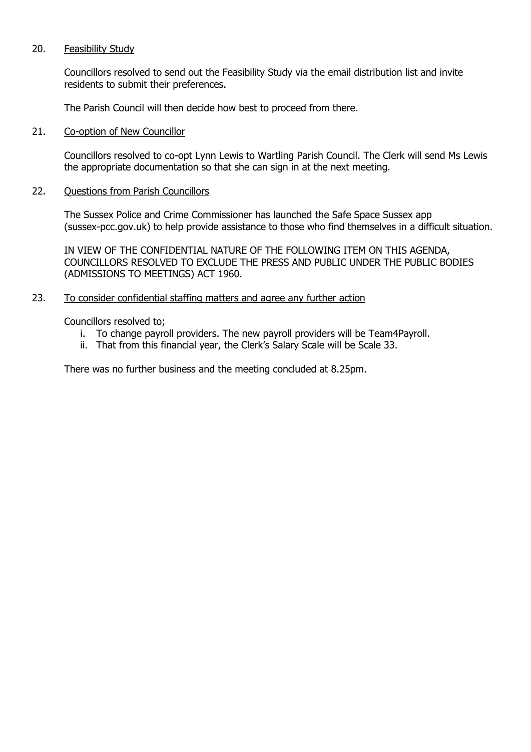20. <u>Feasibility Study</u>

Councillors resolved to send out the Feasibility Study via the email distribution list and invite residents to submit their preferences.

The Parish Council will then decide how best to proceed from there.

21. <u>Co-option of New Councillor</u>

Councillors resolved to co-opt Lynn Lewis to Wartling Parish Council. The Clerk will send Ms Lewis the appropriate documentation so that she can sign in at the next meeting.

22. <u>Questions from Parish Councillors</u>

The Sussex Police and Crime Commissioner has launched the Safe Space Sussex app (sussex-pcc.gov.uk) to help provide assistance to those who find themselves in a difficult situation.

IN VIEW OF THE CONFIDENTIAL NATURE OF THE FOLLOWING ITEM ON THIS AGENDA, COUNCILLORS RESOLVED TO EXCLUDE THE PRESS AND PUBLIC UNDER THE PUBLIC BODIES (ADMISSIONS TO MEETINGS) ACT 1960.

23. <u>To consider confidential staffing matters and agree any further action</u>

Councillors resolved to;

i. To change payroll providers. The new payroll providers will be Team4Payroll.
ii. That from this financial year, the Clerk's Salary Scale will be Scale 33.

There was no further business and the meeting concluded at 8.25pm.